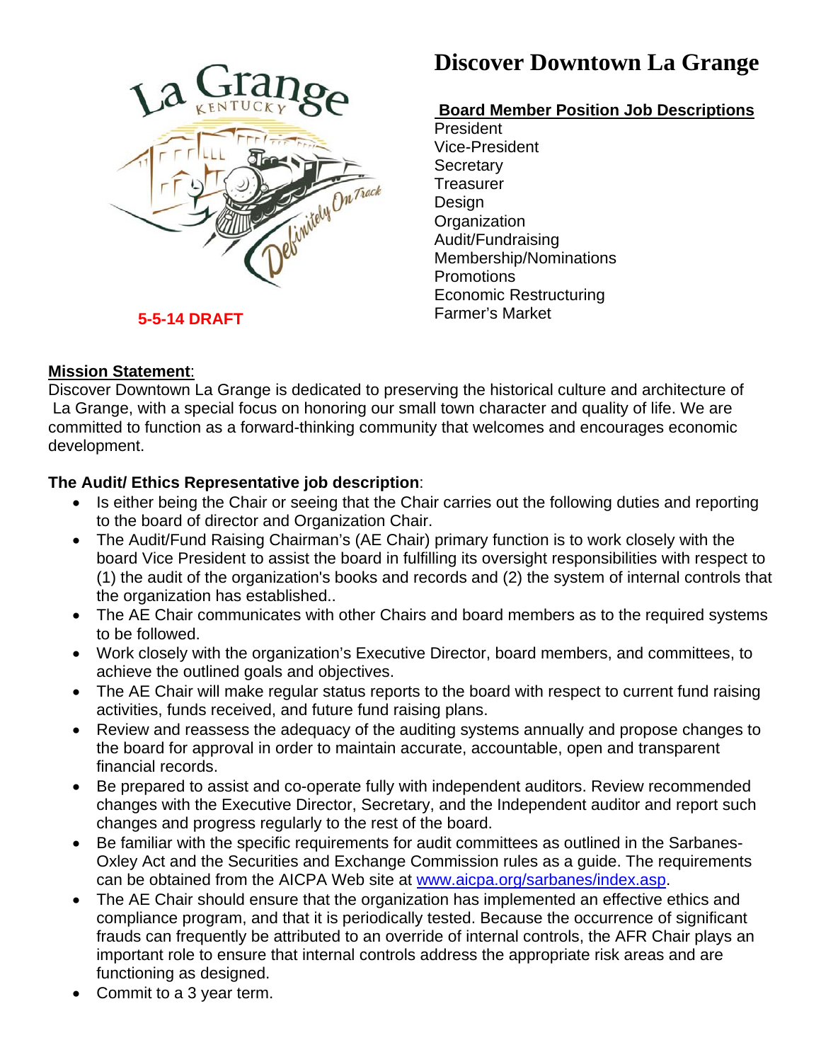# Discover Downtown La Grange

5-5-14 DRAFT

## Board Member Position Job Descriptions

President
Vice-President
Secretary
Treasurer
Design
Organization
Audit/Fundraising
Membership/Nominations
Promotions
Economic Restructuring
Farmer's Market

**Mission Statement**:
Discover Downtown La Grange is dedicated to preserving the historical culture and architecture of La Grange, with a special focus on honoring our small town character and quality of life. We are committed to function as a forward-thinking community that welcomes and encourages economic development.

**The Audit/ Ethics Representative job description**:

- Is either being the Chair or seeing that the Chair carries out the following duties and reporting to the board of director and Organization Chair.
- The Audit/Fund Raising Chairman's (AE Chair) primary function is to work closely with the board Vice President to assist the board in fulfilling its oversight responsibilities with respect to (1) the audit of the organization's books and records and (2) the system of internal controls that the organization has established..
- The AE Chair communicates with other Chairs and board members as to the required systems to be followed.
- Work closely with the organization's Executive Director, board members, and committees, to achieve the outlined goals and objectives.
- The AE Chair will make regular status reports to the board with respect to current fund raising activities, funds received, and future fund raising plans.
- Review and reassess the adequacy of the auditing systems annually and propose changes to the board for approval in order to maintain accurate, accountable, open and transparent financial records.
- Be prepared to assist and co-operate fully with independent auditors. Review recommended changes with the Executive Director, Secretary, and the Independent auditor and report such changes and progress regularly to the rest of the board.
- Be familiar with the specific requirements for audit committees as outlined in the Sarbanes-Oxley Act and the Securities and Exchange Commission rules as a guide. The requirements can be obtained from the AICPA Web site at www.aicpa.org/sarbanes/index.asp.
- The AE Chair should ensure that the organization has implemented an effective ethics and compliance program, and that it is periodically tested. Because the occurrence of significant frauds can frequently be attributed to an override of internal controls, the AFR Chair plays an important role to ensure that internal controls address the appropriate risk areas and are functioning as designed.
- Commit to a 3 year term.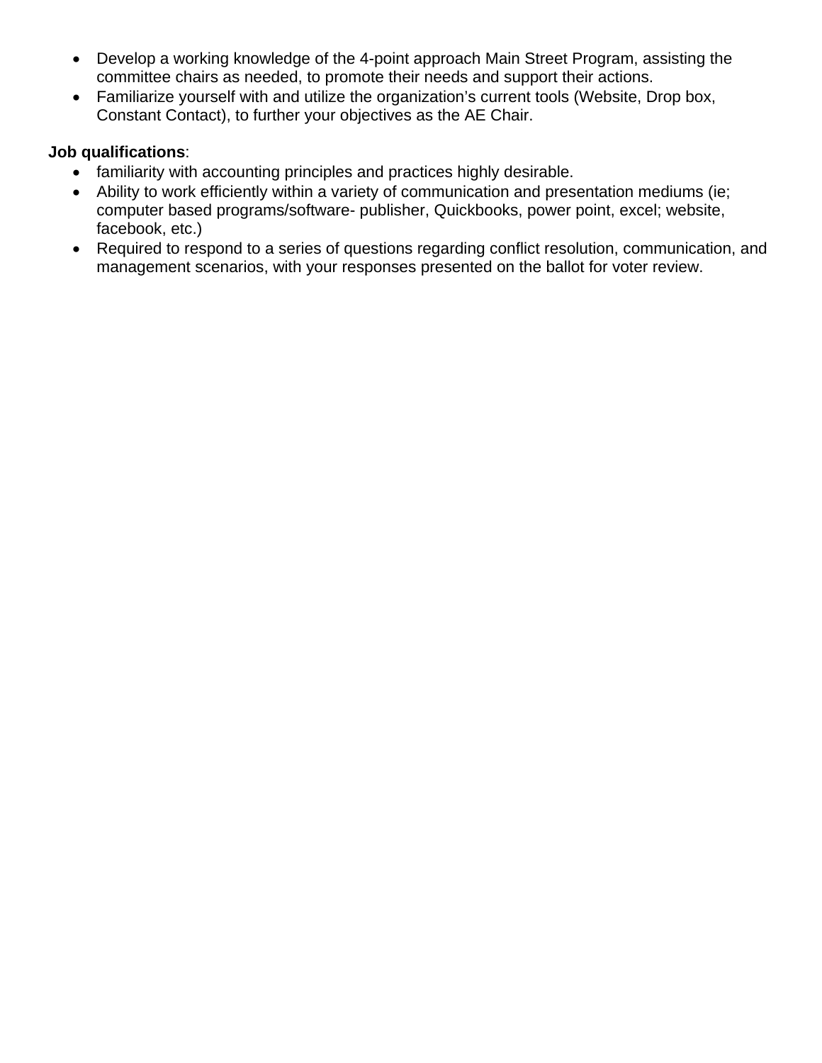- Develop a working knowledge of the 4-point approach Main Street Program, assisting the committee chairs as needed, to promote their needs and support their actions.
- Familiarize yourself with and utilize the organization's current tools (Website, Drop box, Constant Contact), to further your objectives as the AE Chair.

**Job qualifications**:

- familiarity with accounting principles and practices highly desirable.
- Ability to work efficiently within a variety of communication and presentation mediums (ie; computer based programs/software- publisher, Quickbooks, power point, excel; website, facebook, etc.)
- Required to respond to a series of questions regarding conflict resolution, communication, and management scenarios, with your responses presented on the ballot for voter review.